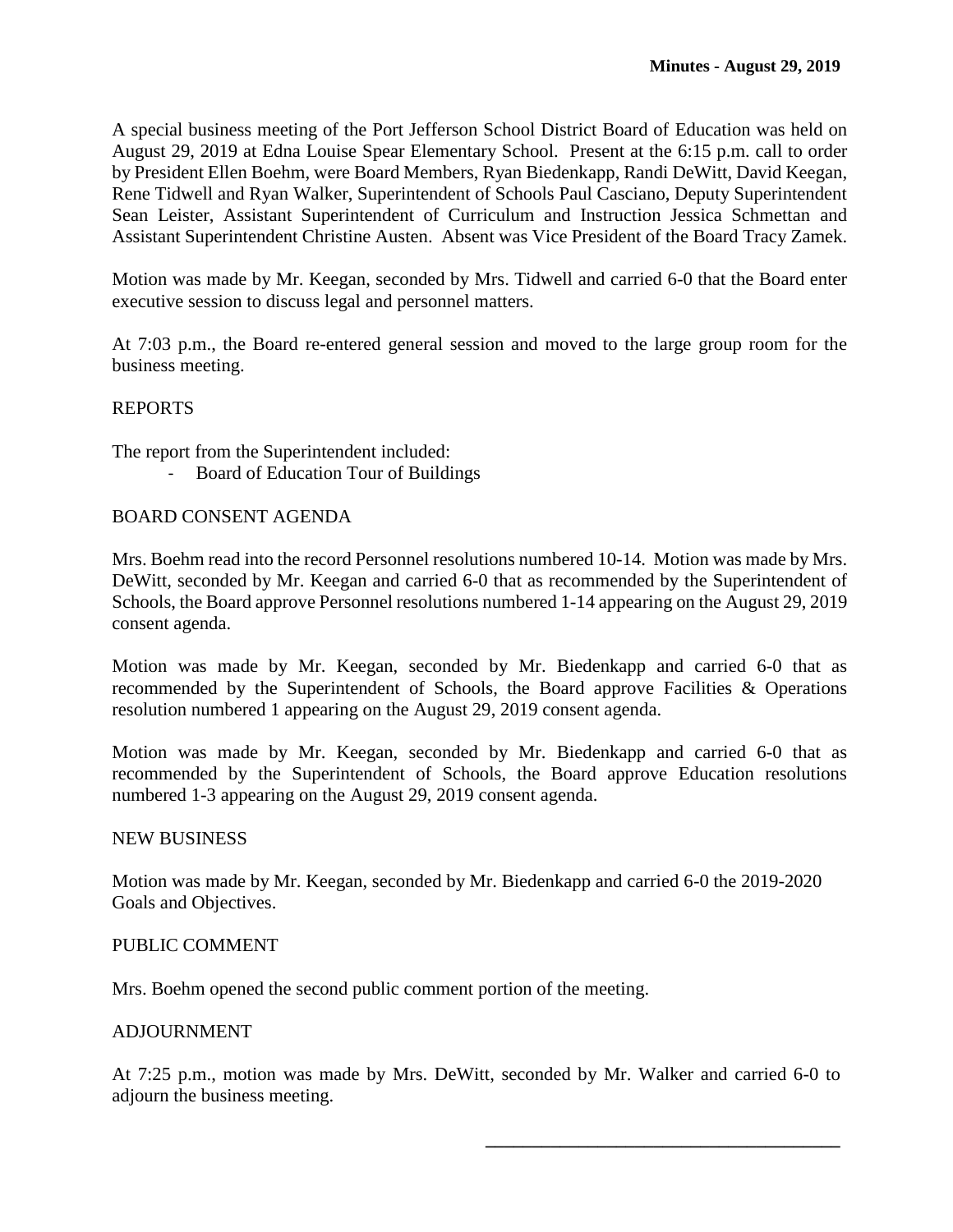**Minutes - August 29, 2019**

A special business meeting of the Port Jefferson School District Board of Education was held on August 29, 2019 at Edna Louise Spear Elementary School. Present at the 6:15 p.m. call to order by President Ellen Boehm, were Board Members, Ryan Biedenkapp, Randi DeWitt, David Keegan, Rene Tidwell and Ryan Walker, Superintendent of Schools Paul Casciano, Deputy Superintendent Sean Leister, Assistant Superintendent of Curriculum and Instruction Jessica Schmettan and Assistant Superintendent Christine Austen. Absent was Vice President of the Board Tracy Zamek.

Motion was made by Mr. Keegan, seconded by Mrs. Tidwell and carried 6-0 that the Board enter executive session to discuss legal and personnel matters.

At 7:03 p.m., the Board re-entered general session and moved to the large group room for the business meeting.

REPORTS

The report from the Superintendent included:

- Board of Education Tour of Buildings

BOARD CONSENT AGENDA

Mrs. Boehm read into the record Personnel resolutions numbered 10-14. Motion was made by Mrs. DeWitt, seconded by Mr. Keegan and carried 6-0 that as recommended by the Superintendent of Schools, the Board approve Personnel resolutions numbered 1-14 appearing on the August 29, 2019 consent agenda.

Motion was made by Mr. Keegan, seconded by Mr. Biedenkapp and carried 6-0 that as recommended by the Superintendent of Schools, the Board approve Facilities & Operations resolution numbered 1 appearing on the August 29, 2019 consent agenda.

Motion was made by Mr. Keegan, seconded by Mr. Biedenkapp and carried 6-0 that as recommended by the Superintendent of Schools, the Board approve Education resolutions numbered 1-3 appearing on the August 29, 2019 consent agenda.

NEW BUSINESS

Motion was made by Mr. Keegan, seconded by Mr. Biedenkapp and carried 6-0 the 2019-2020 Goals and Objectives.

PUBLIC COMMENT

Mrs. Boehm opened the second public comment portion of the meeting.

ADJOURNMENT

At 7:25 p.m., motion was made by Mrs. DeWitt, seconded by Mr. Walker and carried 6-0 to adjourn the business meeting.

\_\_\_\_\_\_\_\_\_\_\_\_\_\_\_\_\_\_\_\_\_\_\_\_\_\_\_\_\_\_\_\_\_\_\_\_\_\_\_\_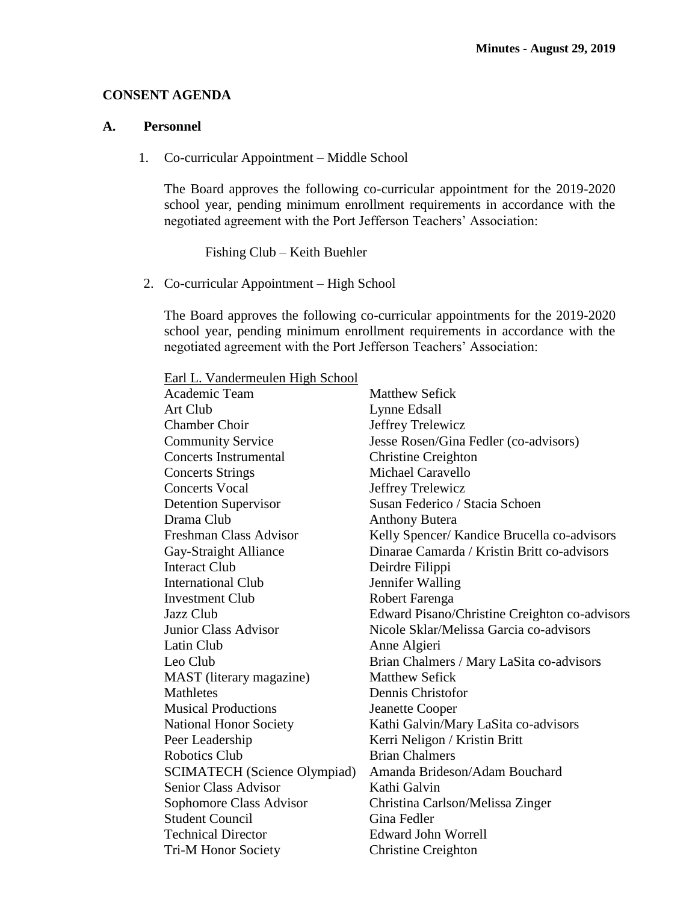## CONSENT AGENDA

### A. Personnel

1. Co-curricular Appointment – Middle School

   The Board approves the following co-curricular appointment for the 2019-2020 school year, pending minimum enrollment requirements in accordance with the negotiated agreement with the Port Jefferson Teachers' Association:

   Fishing Club – Keith Buehler

2. Co-curricular Appointment – High School

   The Board approves the following co-curricular appointments for the 2019-2020 school year, pending minimum enrollment requirements in accordance with the negotiated agreement with the Port Jefferson Teachers' Association:

| Earl L. Vandermeulen High School | |
|---|---|
| Academic Team | Matthew Sefick |
| Art Club | Lynne Edsall |
| Chamber Choir | Jeffrey Trelewicz |
| Community Service | Jesse Rosen/Gina Fedler (co-advisors) |
| Concerts Instrumental | Christine Creighton |
| Concerts Strings | Michael Caravello |
| Concerts Vocal | Jeffrey Trelewicz |
| Detention Supervisor | Susan Federico / Stacia Schoen |
| Drama Club | Anthony Butera |
| Freshman Class Advisor | Kelly Spencer/ Kandice Brucella co-advisors |
| Gay-Straight Alliance | Dinarae Camarda / Kristin Britt co-advisors |
| Interact Club | Deirdre Filippi |
| International Club | Jennifer Walling |
| Investment Club | Robert Farenga |
| Jazz Club | Edward Pisano/Christine Creighton co-advisors |
| Junior Class Advisor | Nicole Sklar/Melissa Garcia co-advisors |
| Latin Club | Anne Algieri |
| Leo Club | Brian Chalmers / Mary LaSita co-advisors |
| MAST (literary magazine) | Matthew Sefick |
| Mathletes | Dennis Christofor |
| Musical Productions | Jeanette Cooper |
| National Honor Society | Kathi Galvin/Mary LaSita co-advisors |
| Peer Leadership | Kerri Neligon / Kristin Britt |
| Robotics Club | Brian Chalmers |
| SCIMATECH (Science Olympiad) | Amanda Brideson/Adam Bouchard |
| Senior Class Advisor | Kathi Galvin |
| Sophomore Class Advisor | Christina Carlson/Melissa Zinger |
| Student Council | Gina Fedler |
| Technical Director | Edward John Worrell |
| Tri-M Honor Society | Christine Creighton |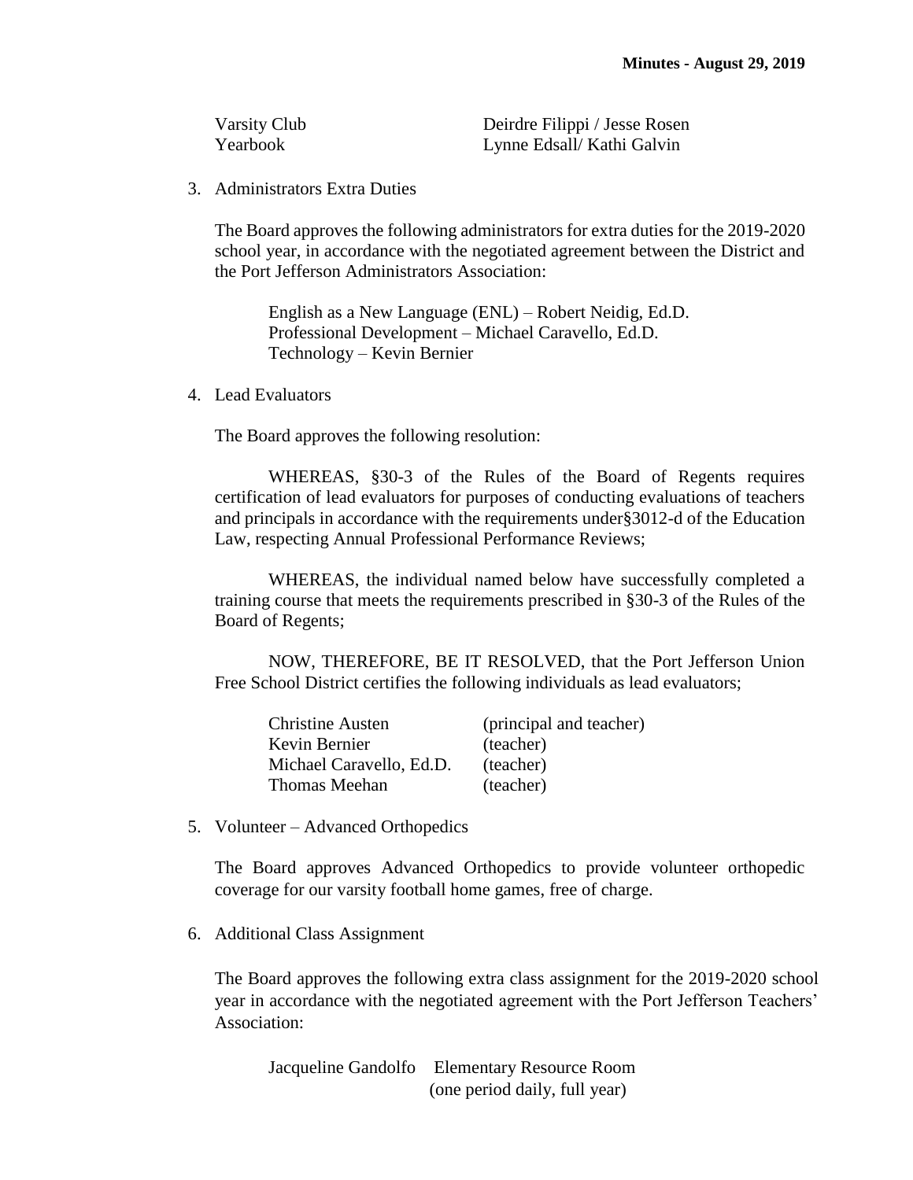| | |
|---|---|
| Varsity Club | Deirdre Filippi / Jesse Rosen |
| Yearbook | Lynne Edsall/ Kathi Galvin |

3. Administrators Extra Duties

   The Board approves the following administrators for extra duties for the 2019-2020 school year, in accordance with the negotiated agreement between the District and the Port Jefferson Administrators Association:

   English as a New Language (ENL) – Robert Neidig, Ed.D.
   Professional Development – Michael Caravello, Ed.D.
   Technology – Kevin Bernier

4. Lead Evaluators

   The Board approves the following resolution:

   WHEREAS, §30-3 of the Rules of the Board of Regents requires certification of lead evaluators for purposes of conducting evaluations of teachers and principals in accordance with the requirements under§3012-d of the Education Law, respecting Annual Professional Performance Reviews;

   WHEREAS, the individual named below have successfully completed a training course that meets the requirements prescribed in §30-3 of the Rules of the Board of Regents;

   NOW, THEREFORE, BE IT RESOLVED, that the Port Jefferson Union Free School District certifies the following individuals as lead evaluators;

   | | |
   |---|---|
   | Christine Austen | (principal and teacher) |
   | Kevin Bernier | (teacher) |
   | Michael Caravello, Ed.D. | (teacher) |
   | Thomas Meehan | (teacher) |

5. Volunteer – Advanced Orthopedics

   The Board approves Advanced Orthopedics to provide volunteer orthopedic coverage for our varsity football home games, free of charge.

6. Additional Class Assignment

   The Board approves the following extra class assignment for the 2019-2020 school year in accordance with the negotiated agreement with the Port Jefferson Teachers' Association:

   Jacqueline Gandolfo Elementary Resource Room
   (one period daily, full year)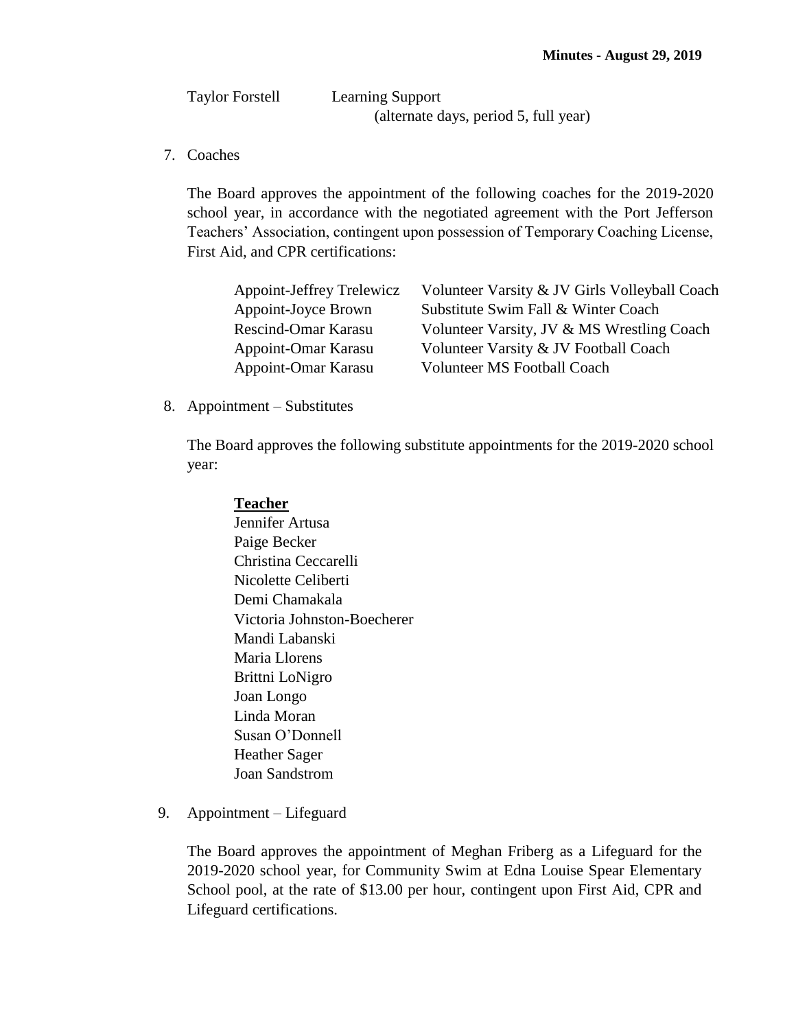Taylor Forstell — Learning Support
(alternate days, period 5, full year)

7. Coaches

   The Board approves the appointment of the following coaches for the 2019-2020 school year, in accordance with the negotiated agreement with the Port Jefferson Teachers' Association, contingent upon possession of Temporary Coaching License, First Aid, and CPR certifications:

| | |
|---|---|
| Appoint-Jeffrey Trelewicz | Volunteer Varsity & JV Girls Volleyball Coach |
| Appoint-Joyce Brown | Substitute Swim Fall & Winter Coach |
| Rescind-Omar Karasu | Volunteer Varsity, JV & MS Wrestling Coach |
| Appoint-Omar Karasu | Volunteer Varsity & JV Football Coach |
| Appoint-Omar Karasu | Volunteer MS Football Coach |

8. Appointment – Substitutes

   The Board approves the following substitute appointments for the 2019-2020 school year:

   **<u>Teacher</u>**
   Jennifer Artusa
   Paige Becker
   Christina Ceccarelli
   Nicolette Celiberti
   Demi Chamakala
   Victoria Johnston-Boecherer
   Mandi Labanski
   Maria Llorens
   Brittni LoNigro
   Joan Longo
   Linda Moran
   Susan O'Donnell
   Heather Sager
   Joan Sandstrom

9. Appointment – Lifeguard

   The Board approves the appointment of Meghan Friberg as a Lifeguard for the 2019-2020 school year, for Community Swim at Edna Louise Spear Elementary School pool, at the rate of $13.00 per hour, contingent upon First Aid, CPR and Lifeguard certifications.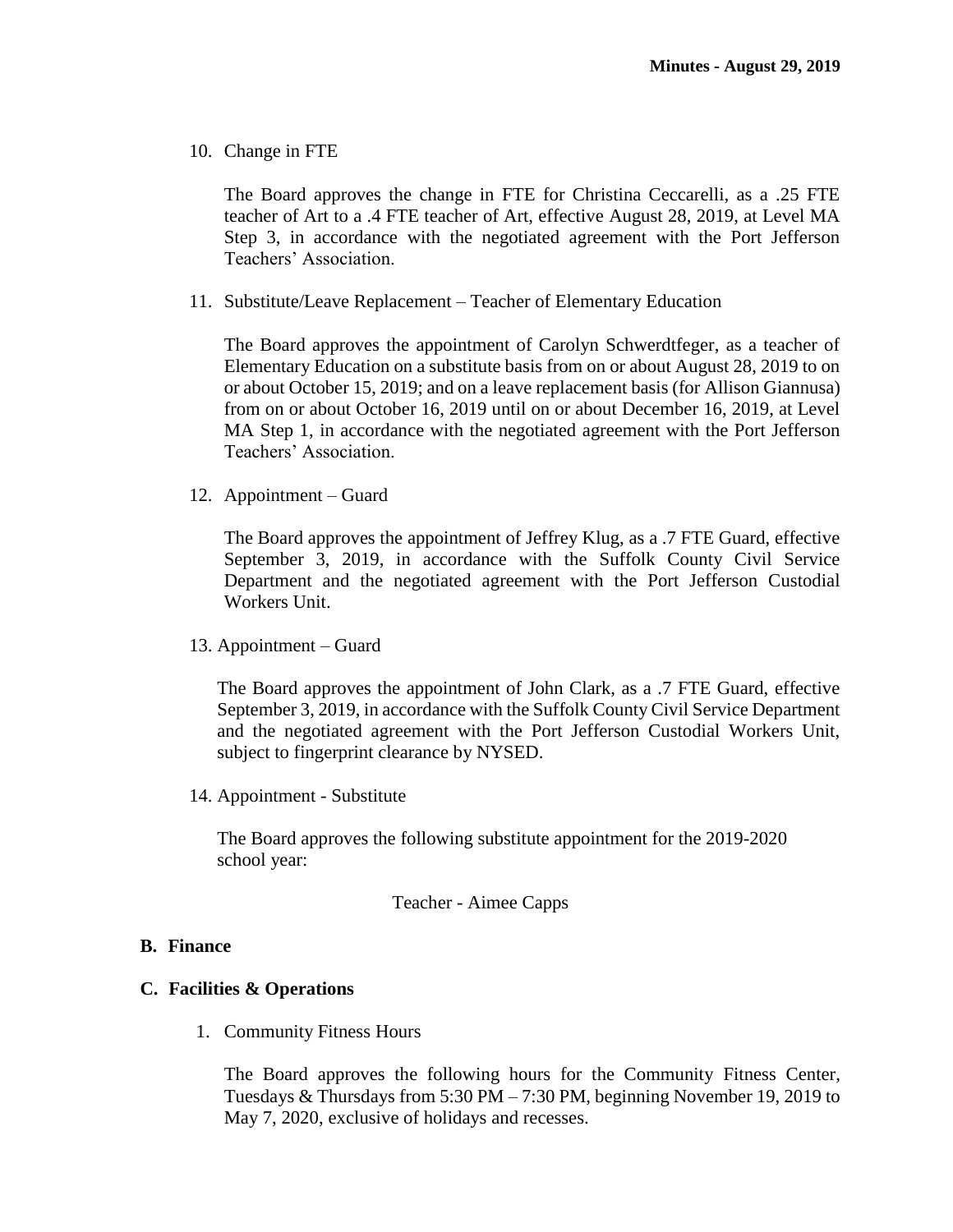10. Change in FTE

    The Board approves the change in FTE for Christina Ceccarelli, as a .25 FTE teacher of Art to a .4 FTE teacher of Art, effective August 28, 2019, at Level MA Step 3, in accordance with the negotiated agreement with the Port Jefferson Teachers' Association.

11. Substitute/Leave Replacement – Teacher of Elementary Education

    The Board approves the appointment of Carolyn Schwerdtfeger, as a teacher of Elementary Education on a substitute basis from on or about August 28, 2019 to on or about October 15, 2019; and on a leave replacement basis (for Allison Giannusa) from on or about October 16, 2019 until on or about December 16, 2019, at Level MA Step 1, in accordance with the negotiated agreement with the Port Jefferson Teachers' Association.

12. Appointment – Guard

    The Board approves the appointment of Jeffrey Klug, as a .7 FTE Guard, effective September 3, 2019, in accordance with the Suffolk County Civil Service Department and the negotiated agreement with the Port Jefferson Custodial Workers Unit.

13. Appointment – Guard

    The Board approves the appointment of John Clark, as a .7 FTE Guard, effective September 3, 2019, in accordance with the Suffolk County Civil Service Department and the negotiated agreement with the Port Jefferson Custodial Workers Unit, subject to fingerprint clearance by NYSED.

14. Appointment - Substitute

    The Board approves the following substitute appointment for the 2019-2020 school year:

    Teacher - Aimee Capps

## B. Finance

## C. Facilities & Operations

1. Community Fitness Hours

   The Board approves the following hours for the Community Fitness Center, Tuesdays & Thursdays from 5:30 PM – 7:30 PM, beginning November 19, 2019 to May 7, 2020, exclusive of holidays and recesses.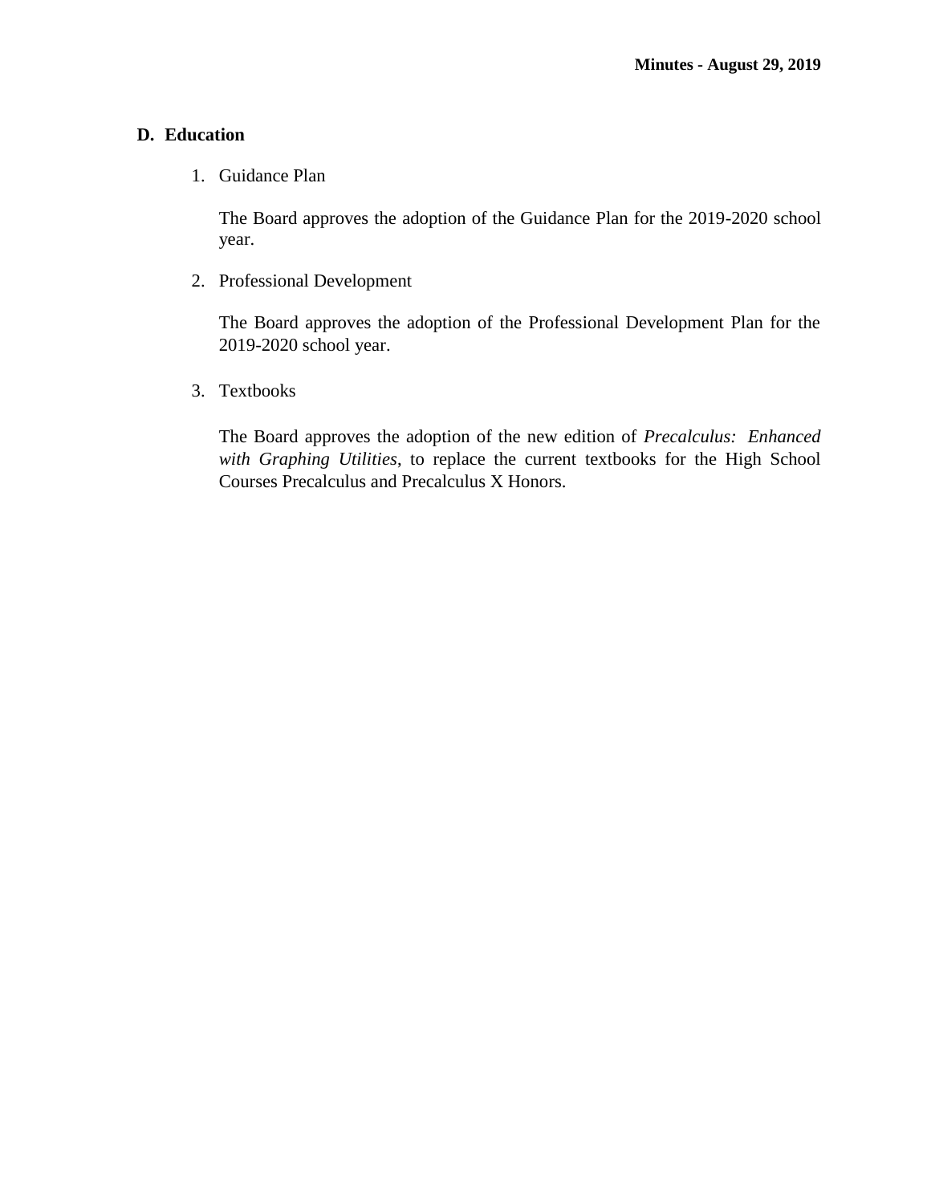## D. Education

1. Guidance Plan

   The Board approves the adoption of the Guidance Plan for the 2019-2020 school year.

2. Professional Development

   The Board approves the adoption of the Professional Development Plan for the 2019-2020 school year.

3. Textbooks

   The Board approves the adoption of the new edition of *Precalculus: Enhanced with Graphing Utilities*, to replace the current textbooks for the High School Courses Precalculus and Precalculus X Honors.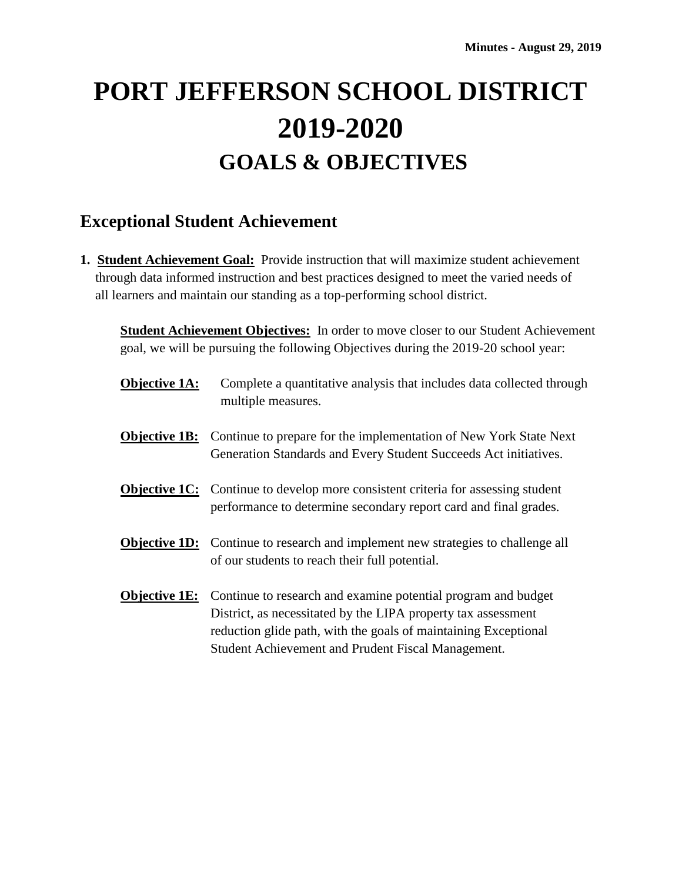# PORT JEFFERSON SCHOOL DISTRICT 2019-2020

## GOALS & OBJECTIVES

### Exceptional Student Achievement

1. **Student Achievement Goal:** Provide instruction that will maximize student achievement through data informed instruction and best practices designed to meet the varied needs of all learners and maintain our standing as a top-performing school district.

   **Student Achievement Objectives:** In order to move closer to our Student Achievement goal, we will be pursuing the following Objectives during the 2019-20 school year:

   **Objective 1A:** Complete a quantitative analysis that includes data collected through multiple measures.

   **Objective 1B:** Continue to prepare for the implementation of New York State Next Generation Standards and Every Student Succeeds Act initiatives.

   **Objective 1C:** Continue to develop more consistent criteria for assessing student performance to determine secondary report card and final grades.

   **Objective 1D:** Continue to research and implement new strategies to challenge all of our students to reach their full potential.

   **Objective 1E:** Continue to research and examine potential program and budget District, as necessitated by the LIPA property tax assessment reduction glide path, with the goals of maintaining Exceptional Student Achievement and Prudent Fiscal Management.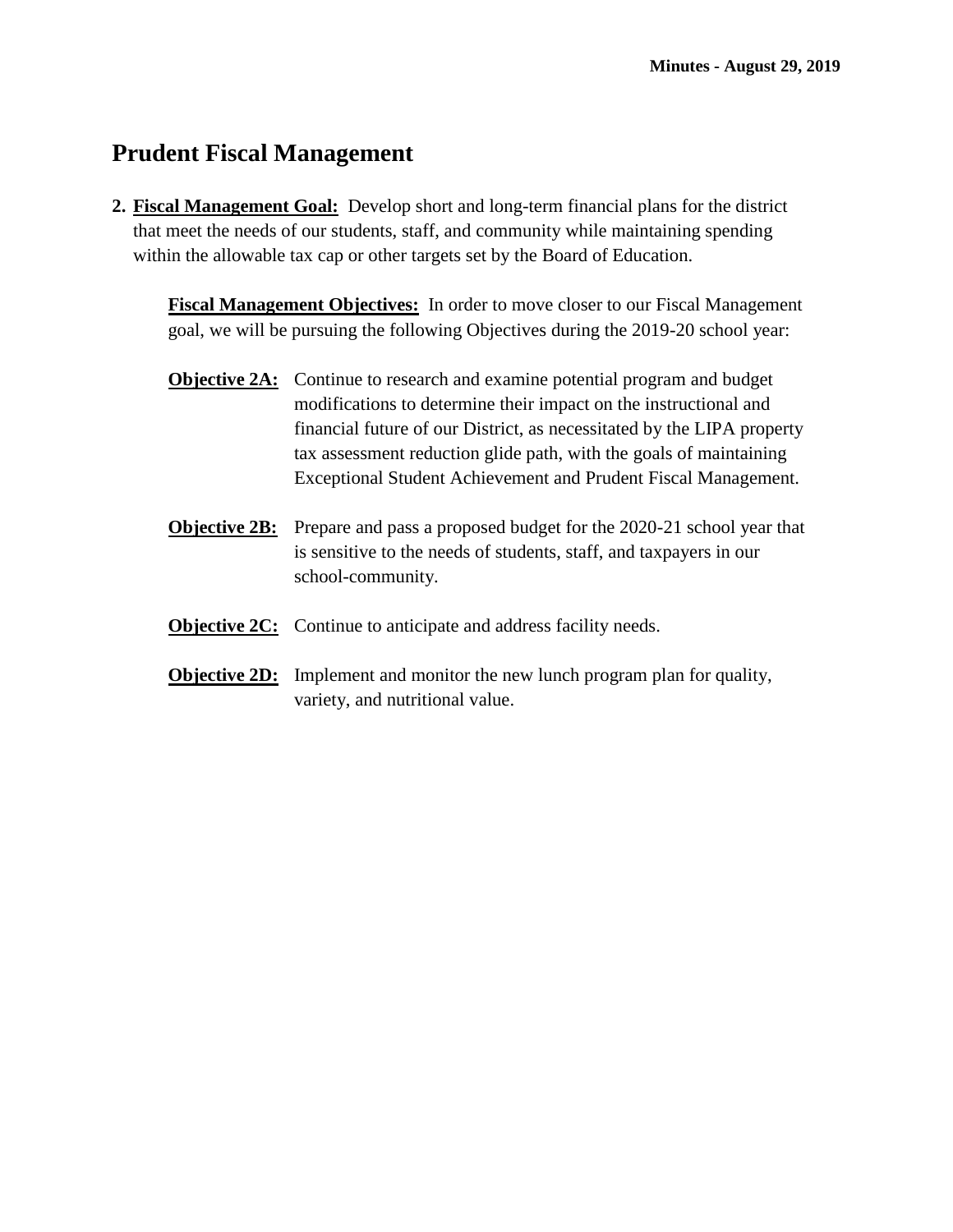# Prudent Fiscal Management

2. **Fiscal Management Goal:** Develop short and long-term financial plans for the district that meet the needs of our students, staff, and community while maintaining spending within the allowable tax cap or other targets set by the Board of Education.

   **Fiscal Management Objectives:** In order to move closer to our Fiscal Management goal, we will be pursuing the following Objectives during the 2019-20 school year:

   **Objective 2A:** Continue to research and examine potential program and budget modifications to determine their impact on the instructional and financial future of our District, as necessitated by the LIPA property tax assessment reduction glide path, with the goals of maintaining Exceptional Student Achievement and Prudent Fiscal Management.

   **Objective 2B:** Prepare and pass a proposed budget for the 2020-21 school year that is sensitive to the needs of students, staff, and taxpayers in our school-community.

   **Objective 2C:** Continue to anticipate and address facility needs.

   **Objective 2D:** Implement and monitor the new lunch program plan for quality, variety, and nutritional value.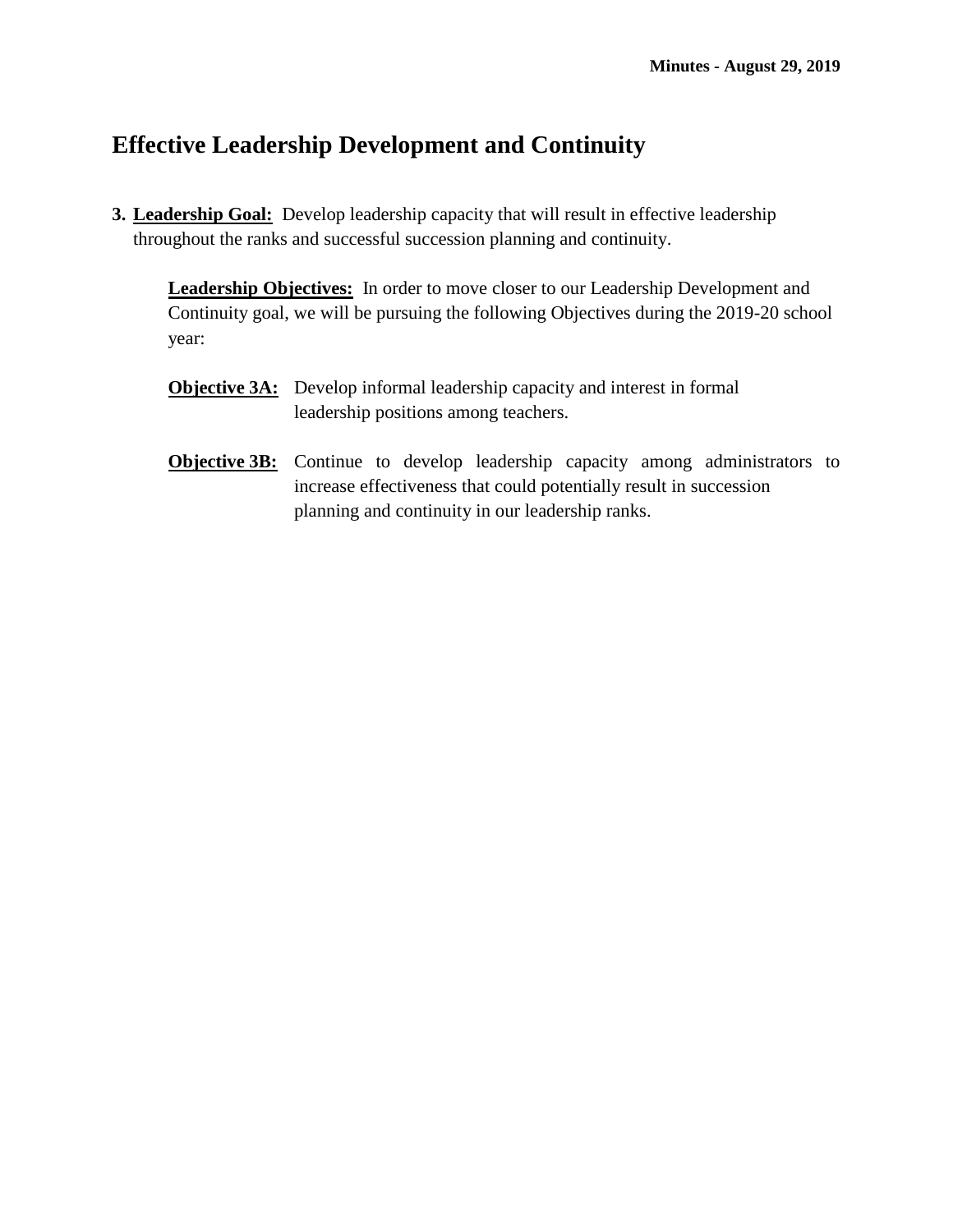## Effective Leadership Development and Continuity

3. **Leadership Goal:** Develop leadership capacity that will result in effective leadership throughout the ranks and successful succession planning and continuity.

    **Leadership Objectives:** In order to move closer to our Leadership Development and Continuity goal, we will be pursuing the following Objectives during the 2019-20 school year:

    **Objective 3A:** Develop informal leadership capacity and interest in formal leadership positions among teachers.

    **Objective 3B:** Continue to develop leadership capacity among administrators to increase effectiveness that could potentially result in succession planning and continuity in our leadership ranks.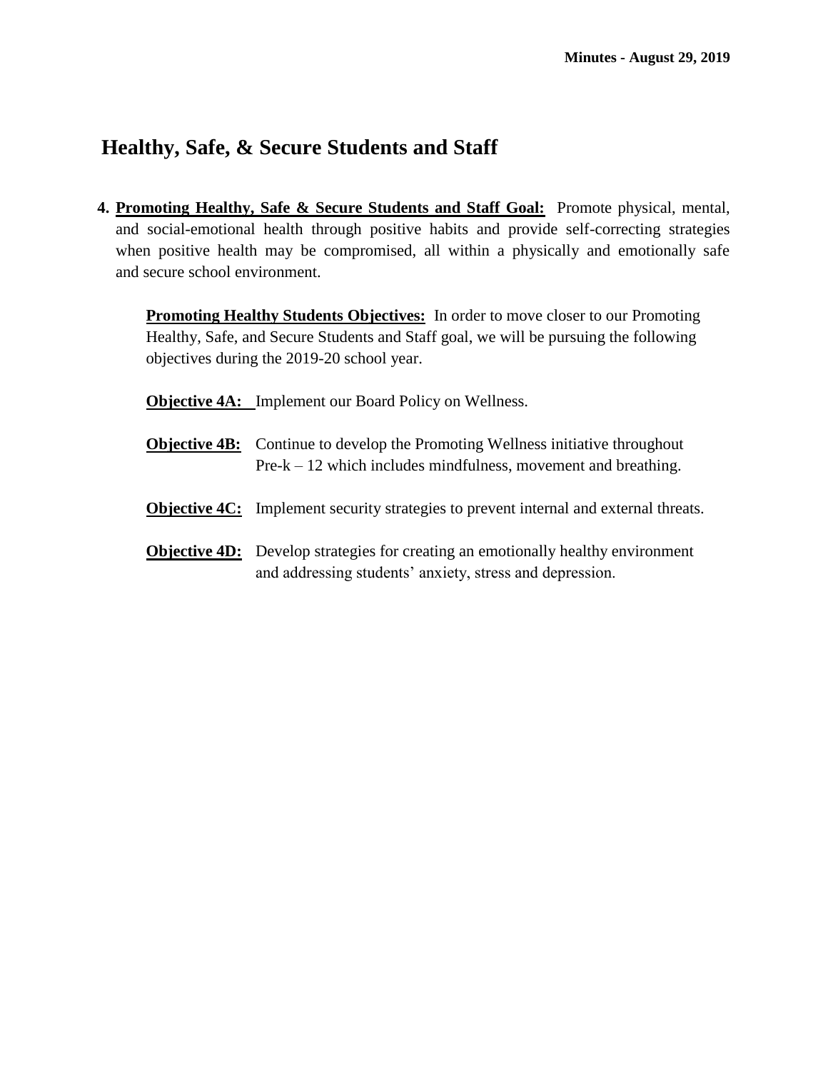## Healthy, Safe, & Secure Students and Staff

4. **Promoting Healthy, Safe & Secure Students and Staff Goal:** Promote physical, mental, and social-emotional health through positive habits and provide self-correcting strategies when positive health may be compromised, all within a physically and emotionally safe and secure school environment.

   **Promoting Healthy Students Objectives:** In order to move closer to our Promoting Healthy, Safe, and Secure Students and Staff goal, we will be pursuing the following objectives during the 2019-20 school year.

   **Objective 4A:** Implement our Board Policy on Wellness.

   **Objective 4B:** Continue to develop the Promoting Wellness initiative throughout Pre-k – 12 which includes mindfulness, movement and breathing.

   **Objective 4C:** Implement security strategies to prevent internal and external threats.

   **Objective 4D:** Develop strategies for creating an emotionally healthy environment and addressing students' anxiety, stress and depression.